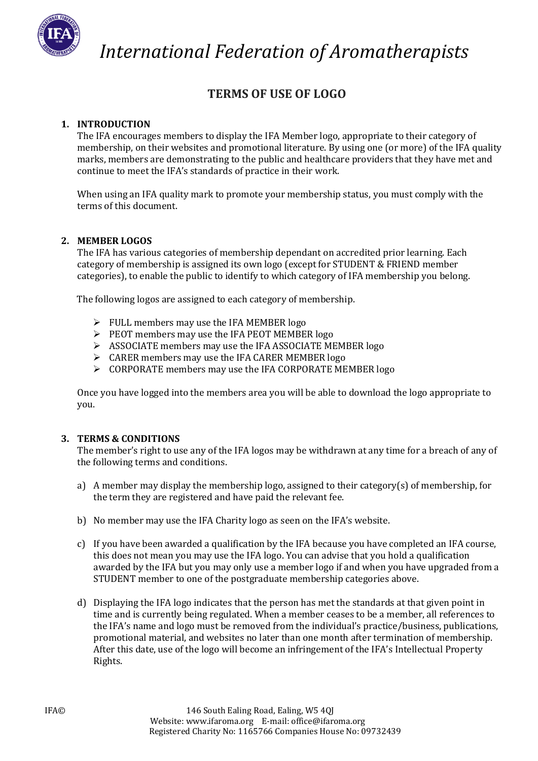# International Federation of Aromatherapists

## TERMS OF USE OF LOGO

### 1. INTRODUCTION

The IFA encourages members to display the IFA Member logo, appropriate to their category of membership, on their websites and promotional literature. By using one (or more) of the IFA quality marks, members are demonstrating to the public and healthcare providers that they have met and continue to meet the IFA's standards of practice in their work.

When using an IFA quality mark to promote your membership status, you must comply with the terms of this document.

### 2. MEMBER LOGOS

The IFA has various categories of membership dependant on accredited prior learning. Each category of membership is assigned its own logo (except for STUDENT & FRIEND member categories), to enable the public to identify to which category of IFA membership you belong.

The following logos are assigned to each category of membership.

- FULL members may use the IFA MEMBER logo
- PEOT members may use the IFA PEOT MEMBER logo
- ASSOCIATE members may use the IFA ASSOCIATE MEMBER logo
- CARER members may use the IFA CARER MEMBER logo
- CORPORATE members may use the IFA CORPORATE MEMBER logo

Once you have logged into the members area you will be able to download the logo appropriate to you.

### 3. TERMS & CONDITIONS

The member's right to use any of the IFA logos may be withdrawn at any time for a breach of any of the following terms and conditions.

a) A member may display the membership logo, assigned to their category(s) of membership, for the term they are registered and have paid the relevant fee.

b) No member may use the IFA Charity logo as seen on the IFA's website.

c) If you have been awarded a qualification by the IFA because you have completed an IFA course, this does not mean you may use the IFA logo. You can advise that you hold a qualification awarded by the IFA but you may only use a member logo if and when you have upgraded from a STUDENT member to one of the postgraduate membership categories above.

d) Displaying the IFA logo indicates that the person has met the standards at that given point in time and is currently being regulated. When a member ceases to be a member, all references to the IFA's name and logo must be removed from the individual's practice/business, publications, promotional material, and websites no later than one month after termination of membership. After this date, use of the logo will become an infringement of the IFA's Intellectual Property Rights.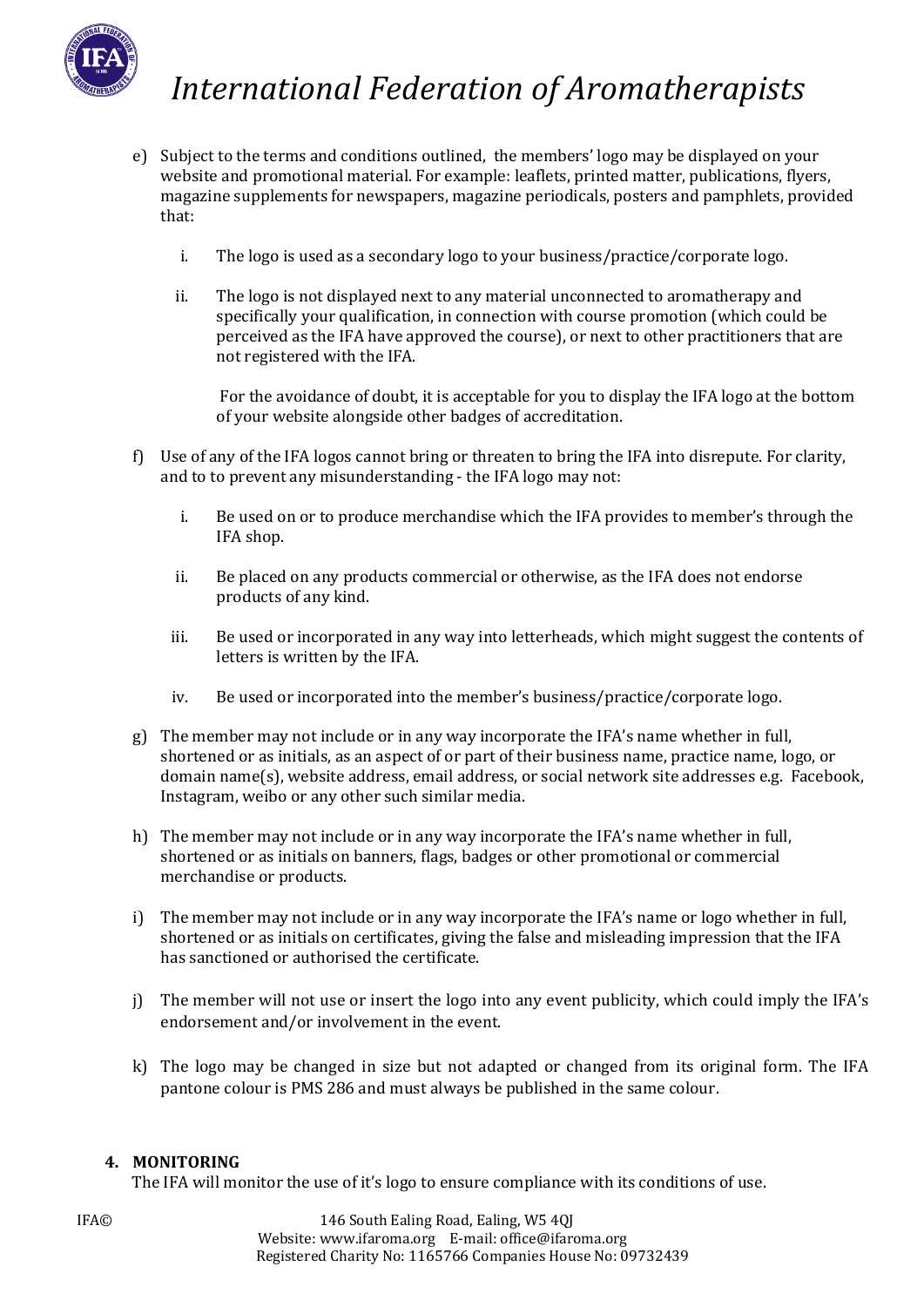e) Subject to the terms and conditions outlined, the members' logo may be displayed on your website and promotional material. For example: leaflets, printed matter, publications, flyers, magazine supplements for newspapers, magazine periodicals, posters and pamphlets, provided that:

   i. The logo is used as a secondary logo to your business/practice/corporate logo.

   ii. The logo is not displayed next to any material unconnected to aromatherapy and specifically your qualification, in connection with course promotion (which could be perceived as the IFA have approved the course), or next to other practitioners that are not registered with the IFA.

   For the avoidance of doubt, it is acceptable for you to display the IFA logo at the bottom of your website alongside other badges of accreditation.

f) Use of any of the IFA logos cannot bring or threaten to bring the IFA into disrepute. For clarity, and to to prevent any misunderstanding - the IFA logo may not:

   i. Be used on or to produce merchandise which the IFA provides to member's through the IFA shop.

   ii. Be placed on any products commercial or otherwise, as the IFA does not endorse products of any kind.

   iii. Be used or incorporated in any way into letterheads, which might suggest the contents of letters is written by the IFA.

   iv. Be used or incorporated into the member's business/practice/corporate logo.

g) The member may not include or in any way incorporate the IFA's name whether in full, shortened or as initials, as an aspect of or part of their business name, practice name, logo, or domain name(s), website address, email address, or social network site addresses e.g. Facebook, Instagram, weibo or any other such similar media.

h) The member may not include or in any way incorporate the IFA's name whether in full, shortened or as initials on banners, flags, badges or other promotional or commercial merchandise or products.

i) The member may not include or in any way incorporate the IFA's name or logo whether in full, shortened or as initials on certificates, giving the false and misleading impression that the IFA has sanctioned or authorised the certificate.

j) The member will not use or insert the logo into any event publicity, which could imply the IFA's endorsement and/or involvement in the event.

k) The logo may be changed in size but not adapted or changed from its original form. The IFA pantone colour is PMS 286 and must always be published in the same colour.

## 4. MONITORING

The IFA will monitor the use of it's logo to ensure compliance with its conditions of use.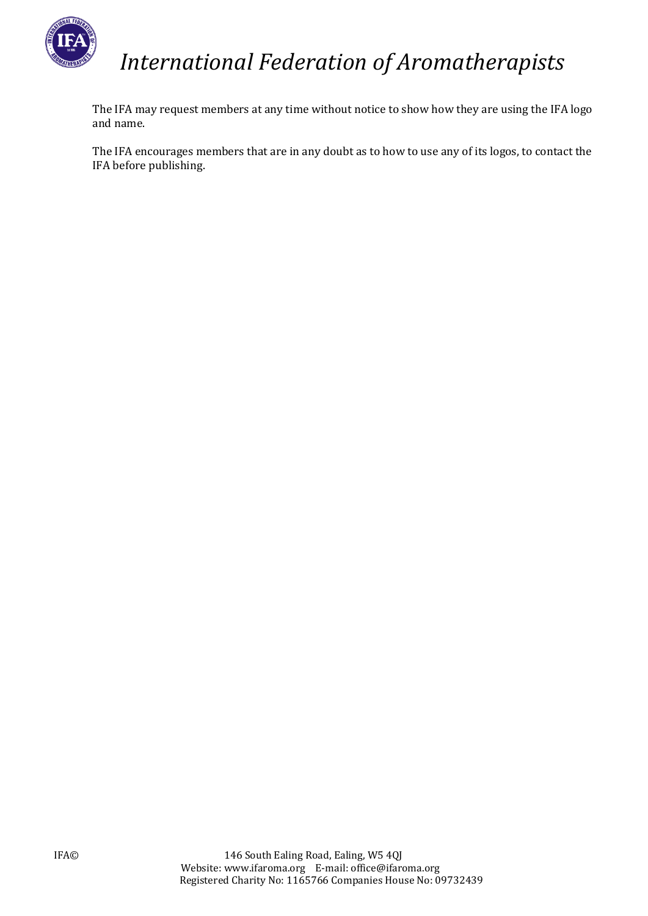The IFA may request members at any time without notice to show how they are using the IFA logo and name.

The IFA encourages members that are in any doubt as to how to use any of its logos, to contact the IFA before publishing.